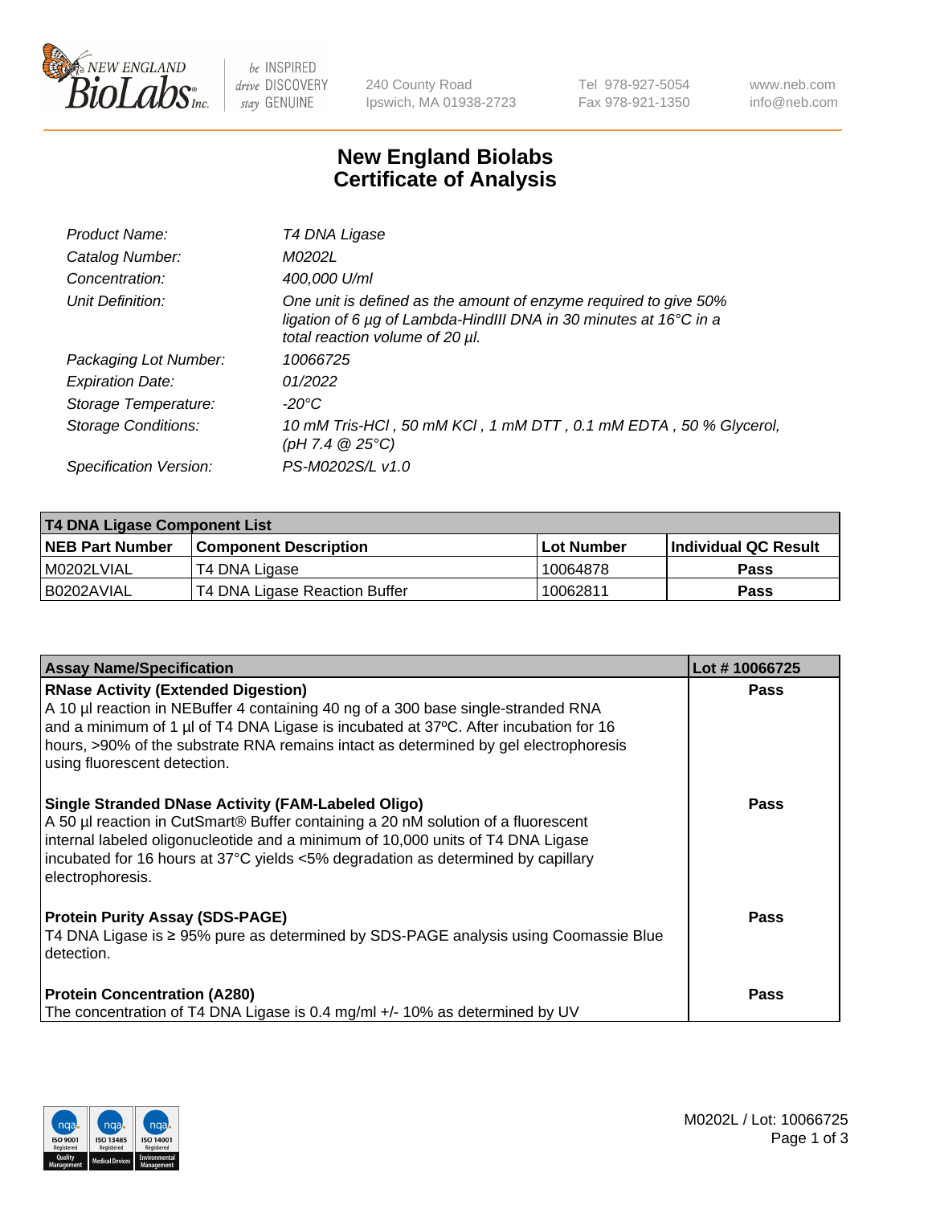# New England Biolabs Certificate of Analysis

| | |
|---|---|
| *Product Name:* | *T4 DNA Ligase* |
| *Catalog Number:* | *M0202L* |
| *Concentration:* | *400,000 U/ml* |
| *Unit Definition:* | *One unit is defined as the amount of enzyme required to give 50% ligation of 6 µg of Lambda-HindIII DNA in 30 minutes at 16°C in a total reaction volume of 20 µl.* |
| *Packaging Lot Number:* | *10066725* |
| *Expiration Date:* | *01/2022* |
| *Storage Temperature:* | *-20°C* |
| *Storage Conditions:* | *10 mM Tris-HCl , 50 mM KCl , 1 mM DTT , 0.1 mM EDTA , 50 % Glycerol, (pH 7.4 @ 25°C)* |
| *Specification Version:* | *PS-M0202S/L v1.0* |

| T4 DNA Ligase Component List | | | |
|---|---|---|---|
| **NEB Part Number** | **Component Description** | **Lot Number** | **Individual QC Result** |
| M0202LVIAL | T4 DNA Ligase | 10064878 | Pass |
| B0202AVIAL | T4 DNA Ligase Reaction Buffer | 10062811 | Pass |

| Assay Name/Specification | Lot # 10066725 |
|---|---|
| **RNase Activity (Extended Digestion)**<br>A 10 µl reaction in NEBuffer 4 containing 40 ng of a 300 base single-stranded RNA and a minimum of 1 µl of T4 DNA Ligase is incubated at 37ºC. After incubation for 16 hours, >90% of the substrate RNA remains intact as determined by gel electrophoresis using fluorescent detection. | Pass |
| **Single Stranded DNase Activity (FAM-Labeled Oligo)**<br>A 50 µl reaction in CutSmart® Buffer containing a 20 nM solution of a fluorescent internal labeled oligonucleotide and a minimum of 10,000 units of T4 DNA Ligase incubated for 16 hours at 37°C yields <5% degradation as determined by capillary electrophoresis. | Pass |
| **Protein Purity Assay (SDS-PAGE)**<br>T4 DNA Ligase is ≥ 95% pure as determined by SDS-PAGE analysis using Coomassie Blue detection. | Pass |
| **Protein Concentration (A280)**<br>The concentration of T4 DNA Ligase is 0.4 mg/ml +/- 10% as determined by UV | Pass |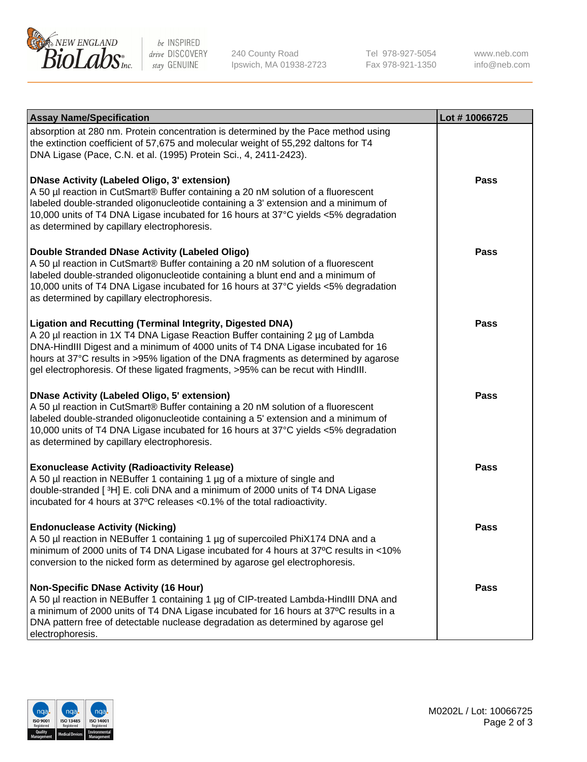| Assay Name/Specification | Lot # 10066725 |
|---|---|
| absorption at 280 nm. Protein concentration is determined by the Pace method using the extinction coefficient of 57,675 and molecular weight of 55,292 daltons for T4 DNA Ligase (Pace, C.N. et al. (1995) Protein Sci., 4, 2411-2423). | |
| **DNase Activity (Labeled Oligo, 3' extension)**<br>A 50 µl reaction in CutSmart® Buffer containing a 20 nM solution of a fluorescent labeled double-stranded oligonucleotide containing a 3' extension and a minimum of 10,000 units of T4 DNA Ligase incubated for 16 hours at 37°C yields <5% degradation as determined by capillary electrophoresis. | **Pass** |
| **Double Stranded DNase Activity (Labeled Oligo)**<br>A 50 µl reaction in CutSmart® Buffer containing a 20 nM solution of a fluorescent labeled double-stranded oligonucleotide containing a blunt end and a minimum of 10,000 units of T4 DNA Ligase incubated for 16 hours at 37°C yields <5% degradation as determined by capillary electrophoresis. | **Pass** |
| **Ligation and Recutting (Terminal Integrity, Digested DNA)**<br>A 20 µl reaction in 1X T4 DNA Ligase Reaction Buffer containing 2 µg of Lambda DNA-HindIII Digest and a minimum of 4000 units of T4 DNA Ligase incubated for 16 hours at 37°C results in >95% ligation of the DNA fragments as determined by agarose gel electrophoresis. Of these ligated fragments, >95% can be recut with HindIII. | **Pass** |
| **DNase Activity (Labeled Oligo, 5' extension)**<br>A 50 µl reaction in CutSmart® Buffer containing a 20 nM solution of a fluorescent labeled double-stranded oligonucleotide containing a 5' extension and a minimum of 10,000 units of T4 DNA Ligase incubated for 16 hours at 37°C yields <5% degradation as determined by capillary electrophoresis. | **Pass** |
| **Exonuclease Activity (Radioactivity Release)**<br>A 50 µl reaction in NEBuffer 1 containing 1 µg of a mixture of single and double-stranded [ $^{3}$H] E. coli DNA and a minimum of 2000 units of T4 DNA Ligase incubated for 4 hours at 37ºC releases <0.1% of the total radioactivity. | **Pass** |
| **Endonuclease Activity (Nicking)**<br>A 50 µl reaction in NEBuffer 1 containing 1 µg of supercoiled PhiX174 DNA and a minimum of 2000 units of T4 DNA Ligase incubated for 4 hours at 37ºC results in <10% conversion to the nicked form as determined by agarose gel electrophoresis. | **Pass** |
| **Non-Specific DNase Activity (16 Hour)**<br>A 50 µl reaction in NEBuffer 1 containing 1 µg of CIP-treated Lambda-HindIII DNA and a minimum of 2000 units of T4 DNA Ligase incubated for 16 hours at 37ºC results in a DNA pattern free of detectable nuclease degradation as determined by agarose gel electrophoresis. | **Pass** |

M0202L / Lot: 10066725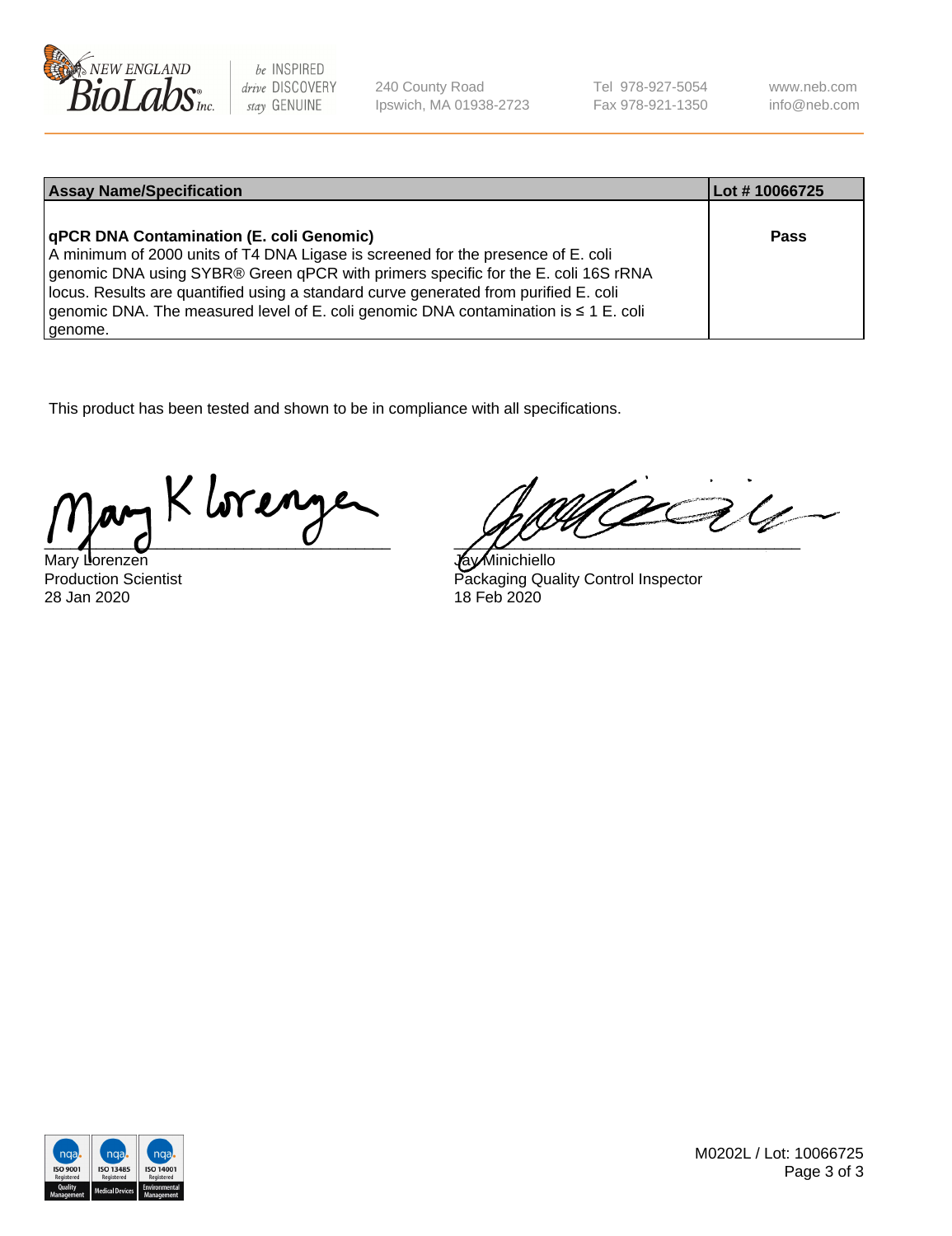240 County Road
Ipswich, MA 01938-2723

Tel 978-927-5054
Fax 978-921-1350

www.neb.com
info@neb.com

| Assay Name/Specification | Lot # 10066725 |
| --- | --- |
| **qPCR DNA Contamination (E. coli Genomic)**<br>A minimum of 2000 units of T4 DNA Ligase is screened for the presence of E. coli genomic DNA using SYBR® Green qPCR with primers specific for the E. coli 16S rRNA locus. Results are quantified using a standard curve generated from purified E. coli genomic DNA. The measured level of E. coli genomic DNA contamination is ≤ 1 E. coli genome. | **Pass** |

This product has been tested and shown to be in compliance with all specifications.

Mary Lorenzen
Production Scientist
28 Jan 2020

Jay Minichiello
Packaging Quality Control Inspector
18 Feb 2020

M0202L / Lot: 10066725